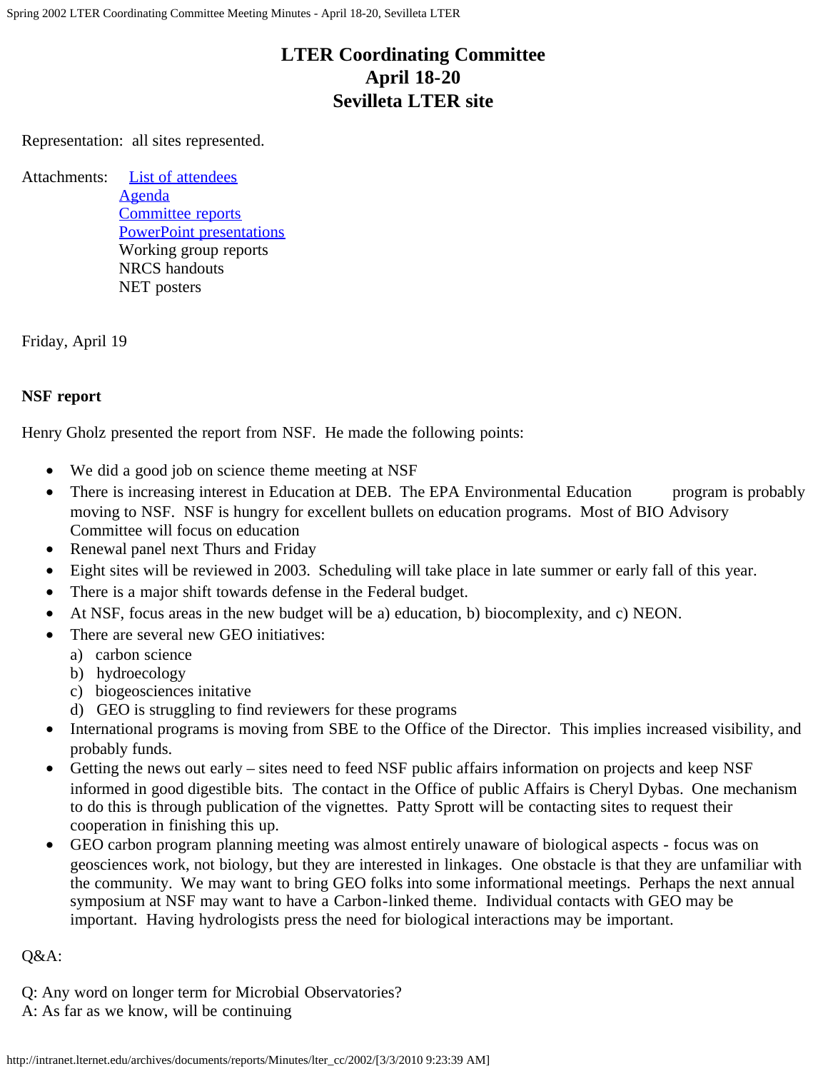# LTER Coordinating Committee
# April 18-20
# Sevilleta LTER site

Representation: all sites represented.

Attachments: [List of attendees](#)
[Agenda](#)
[Committee reports](#)
[PowerPoint presentations](#)
Working group reports
NRCS handouts
NET posters

Friday, April 19

**NSF report**

Henry Gholz presented the report from NSF. He made the following points:

- We did a good job on science theme meeting at NSF
- There is increasing interest in Education at DEB. The EPA Environmental Education program is probably moving to NSF. NSF is hungry for excellent bullets on education programs. Most of BIO Advisory Committee will focus on education
- Renewal panel next Thurs and Friday
- Eight sites will be reviewed in 2003. Scheduling will take place in late summer or early fall of this year.
- There is a major shift towards defense in the Federal budget.
- At NSF, focus areas in the new budget will be a) education, b) biocomplexity, and c) NEON.
- There are several new GEO initiatives:
  a) carbon science
  b) hydroecology
  c) biogeosciences initative
  d) GEO is struggling to find reviewers for these programs
- International programs is moving from SBE to the Office of the Director. This implies increased visibility, and probably funds.
- Getting the news out early – sites need to feed NSF public affairs information on projects and keep NSF informed in good digestible bits. The contact in the Office of public Affairs is Cheryl Dybas. One mechanism to do this is through publication of the vignettes. Patty Sprott will be contacting sites to request their cooperation in finishing this up.
- GEO carbon program planning meeting was almost entirely unaware of biological aspects - focus was on geosciences work, not biology, but they are interested in linkages. One obstacle is that they are unfamiliar with the community. We may want to bring GEO folks into some informational meetings. Perhaps the next annual symposium at NSF may want to have a Carbon-linked theme. Individual contacts with GEO may be important. Having hydrologists press the need for biological interactions may be important.

Q&A:

Q: Any word on longer term for Microbial Observatories?
A: As far as we know, will be continuing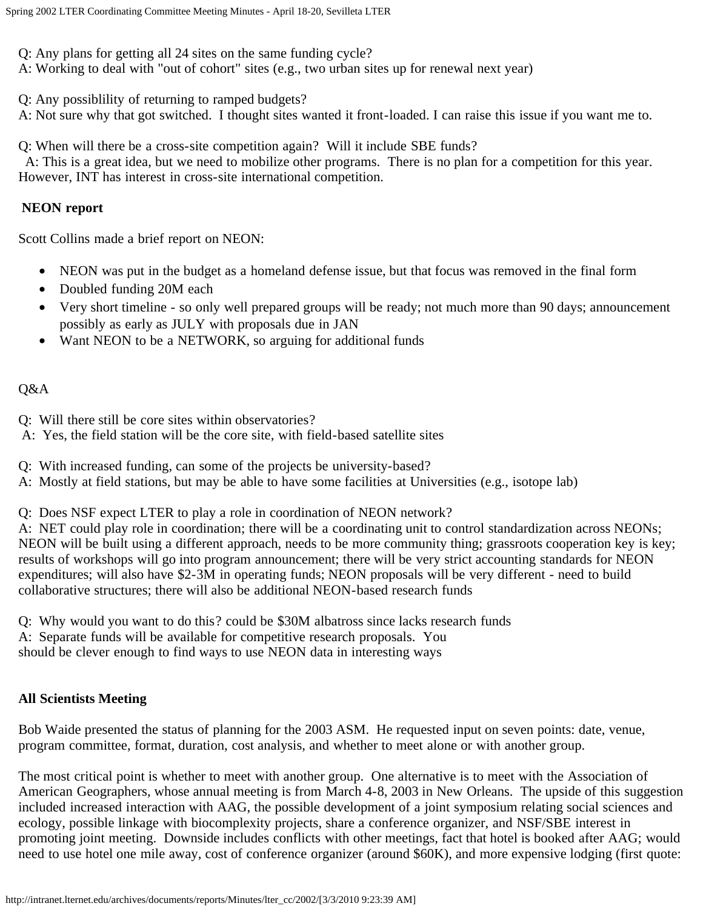Q: Any plans for getting all 24 sites on the same funding cycle?
A: Working to deal with "out of cohort" sites (e.g., two urban sites up for renewal next year)

Q: Any possiblility of returning to ramped budgets?
A: Not sure why that got switched. I thought sites wanted it front-loaded. I can raise this issue if you want me to.

Q: When will there be a cross-site competition again? Will it include SBE funds?
A: This is a great idea, but we need to mobilize other programs. There is no plan for a competition for this year. However, INT has interest in cross-site international competition.

**NEON report**

Scott Collins made a brief report on NEON:

- NEON was put in the budget as a homeland defense issue, but that focus was removed in the final form
- Doubled funding 20M each
- Very short timeline - so only well prepared groups will be ready; not much more than 90 days; announcement possibly as early as JULY with proposals due in JAN
- Want NEON to be a NETWORK, so arguing for additional funds

Q&A

Q: Will there still be core sites within observatories?
A: Yes, the field station will be the core site, with field-based satellite sites

Q: With increased funding, can some of the projects be university-based?
A: Mostly at field stations, but may be able to have some facilities at Universities (e.g., isotope lab)

Q: Does NSF expect LTER to play a role in coordination of NEON network?
A: NET could play role in coordination; there will be a coordinating unit to control standardization across NEONs; NEON will be built using a different approach, needs to be more community thing; grassroots cooperation key is key; results of workshops will go into program announcement; there will be very strict accounting standards for NEON expenditures; will also have \$2-3M in operating funds; NEON proposals will be very different - need to build collaborative structures; there will also be additional NEON-based research funds

Q: Why would you want to do this? could be \$30M albatross since lacks research funds
A: Separate funds will be available for competitive research proposals. You should be clever enough to find ways to use NEON data in interesting ways

**All Scientists Meeting**

Bob Waide presented the status of planning for the 2003 ASM. He requested input on seven points: date, venue, program committee, format, duration, cost analysis, and whether to meet alone or with another group.

The most critical point is whether to meet with another group. One alternative is to meet with the Association of American Geographers, whose annual meeting is from March 4-8, 2003 in New Orleans. The upside of this suggestion included increased interaction with AAG, the possible development of a joint symposium relating social sciences and ecology, possible linkage with biocomplexity projects, share a conference organizer, and NSF/SBE interest in promoting joint meeting. Downside includes conflicts with other meetings, fact that hotel is booked after AAG; would need to use hotel one mile away, cost of conference organizer (around \$60K), and more expensive lodging (first quote: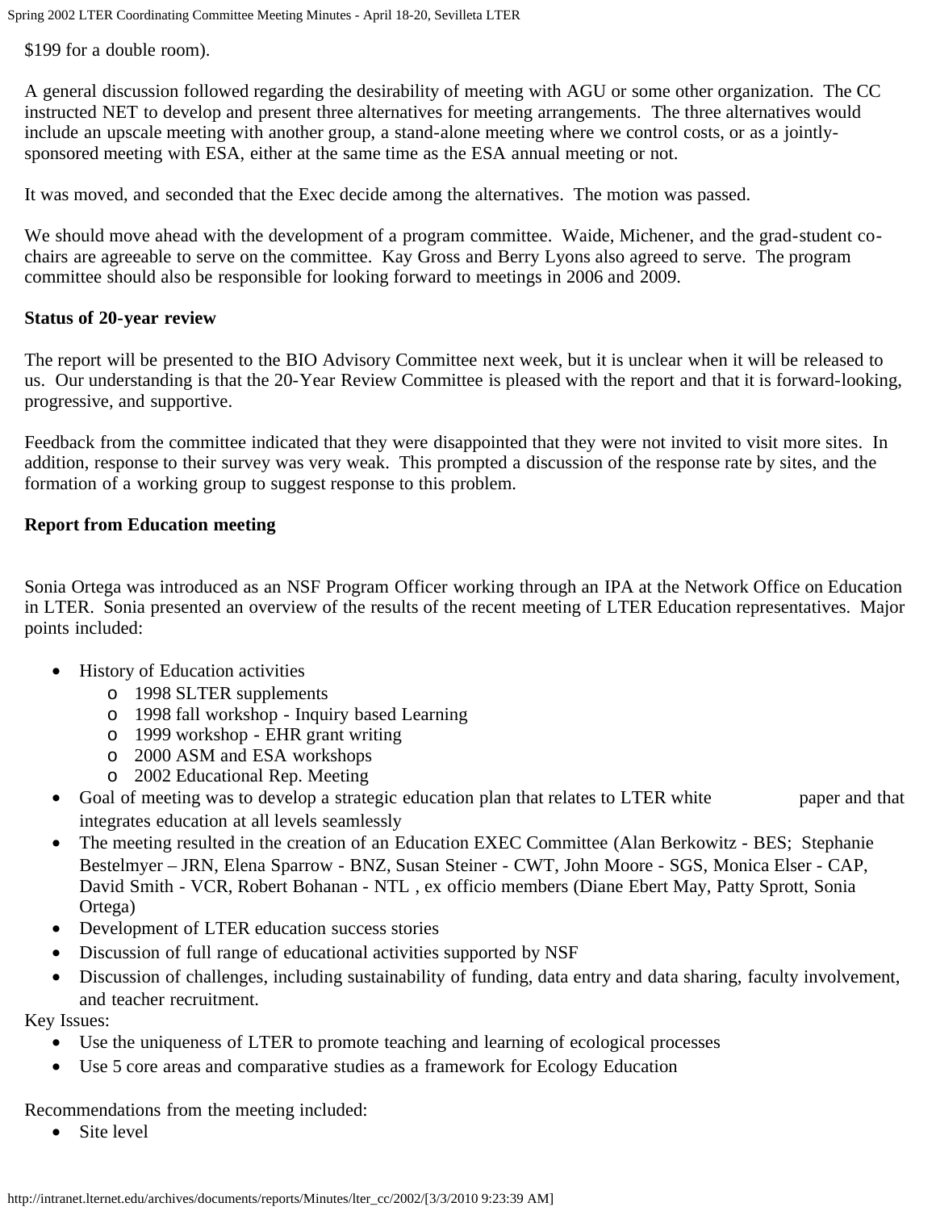$199 for a double room).

A general discussion followed regarding the desirability of meeting with AGU or some other organization. The CC instructed NET to develop and present three alternatives for meeting arrangements. The three alternatives would include an upscale meeting with another group, a stand-alone meeting where we control costs, or as a jointly-sponsored meeting with ESA, either at the same time as the ESA annual meeting or not.

It was moved, and seconded that the Exec decide among the alternatives. The motion was passed.

We should move ahead with the development of a program committee. Waide, Michener, and the grad-student co-chairs are agreeable to serve on the committee. Kay Gross and Berry Lyons also agreed to serve. The program committee should also be responsible for looking forward to meetings in 2006 and 2009.

**Status of 20-year review**

The report will be presented to the BIO Advisory Committee next week, but it is unclear when it will be released to us. Our understanding is that the 20-Year Review Committee is pleased with the report and that it is forward-looking, progressive, and supportive.

Feedback from the committee indicated that they were disappointed that they were not invited to visit more sites. In addition, response to their survey was very weak. This prompted a discussion of the response rate by sites, and the formation of a working group to suggest response to this problem.

**Report from Education meeting**

Sonia Ortega was introduced as an NSF Program Officer working through an IPA at the Network Office on Education in LTER. Sonia presented an overview of the results of the recent meeting of LTER Education representatives. Major points included:

- History of Education activities
  - 1998 SLTER supplements
  - 1998 fall workshop - Inquiry based Learning
  - 1999 workshop - EHR grant writing
  - 2000 ASM and ESA workshops
  - 2002 Educational Rep. Meeting
- Goal of meeting was to develop a strategic education plan that relates to LTER white paper and that integrates education at all levels seamlessly
- The meeting resulted in the creation of an Education EXEC Committee (Alan Berkowitz - BES; Stephanie Bestelmyer – JRN, Elena Sparrow - BNZ, Susan Steiner - CWT, John Moore - SGS, Monica Elser - CAP, David Smith - VCR, Robert Bohanan - NTL , ex officio members (Diane Ebert May, Patty Sprott, Sonia Ortega)
- Development of LTER education success stories
- Discussion of full range of educational activities supported by NSF
- Discussion of challenges, including sustainability of funding, data entry and data sharing, faculty involvement, and teacher recruitment.

Key Issues:

- Use the uniqueness of LTER to promote teaching and learning of ecological processes
- Use 5 core areas and comparative studies as a framework for Ecology Education

Recommendations from the meeting included:

- Site level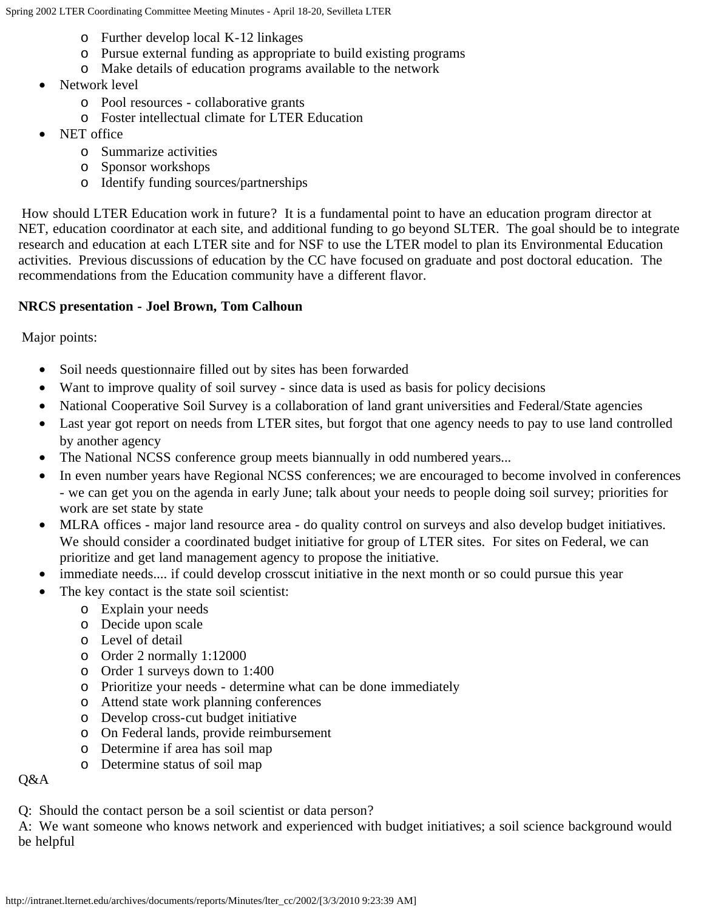- Further develop local K-12 linkages
    - Pursue external funding as appropriate to build existing programs
    - Make details of education programs available to the network
- Network level
    - Pool resources - collaborative grants
    - Foster intellectual climate for LTER Education
- NET office
    - Summarize activities
    - Sponsor workshops
    - Identify funding sources/partnerships

How should LTER Education work in future? It is a fundamental point to have an education program director at NET, education coordinator at each site, and additional funding to go beyond SLTER. The goal should be to integrate research and education at each LTER site and for NSF to use the LTER model to plan its Environmental Education activities. Previous discussions of education by the CC have focused on graduate and post doctoral education. The recommendations from the Education community have a different flavor.

**NRCS presentation - Joel Brown, Tom Calhoun**

Major points:

- Soil needs questionnaire filled out by sites has been forwarded
- Want to improve quality of soil survey - since data is used as basis for policy decisions
- National Cooperative Soil Survey is a collaboration of land grant universities and Federal/State agencies
- Last year got report on needs from LTER sites, but forgot that one agency needs to pay to use land controlled by another agency
- The National NCSS conference group meets biannually in odd numbered years...
- In even number years have Regional NCSS conferences; we are encouraged to become involved in conferences - we can get you on the agenda in early June; talk about your needs to people doing soil survey; priorities for work are set state by state
- MLRA offices - major land resource area - do quality control on surveys and also develop budget initiatives. We should consider a coordinated budget initiative for group of LTER sites. For sites on Federal, we can prioritize and get land management agency to propose the initiative.
- immediate needs.... if could develop crosscut initiative in the next month or so could pursue this year
- The key contact is the state soil scientist:
    - Explain your needs
    - Decide upon scale
    - Level of detail
    - Order 2 normally 1:12000
    - Order 1 surveys down to 1:400
    - Prioritize your needs - determine what can be done immediately
    - Attend state work planning conferences
    - Develop cross-cut budget initiative
    - On Federal lands, provide reimbursement
    - Determine if area has soil map
    - Determine status of soil map

Q&A

Q: Should the contact person be a soil scientist or data person?
A: We want someone who knows network and experienced with budget initiatives; a soil science background would be helpful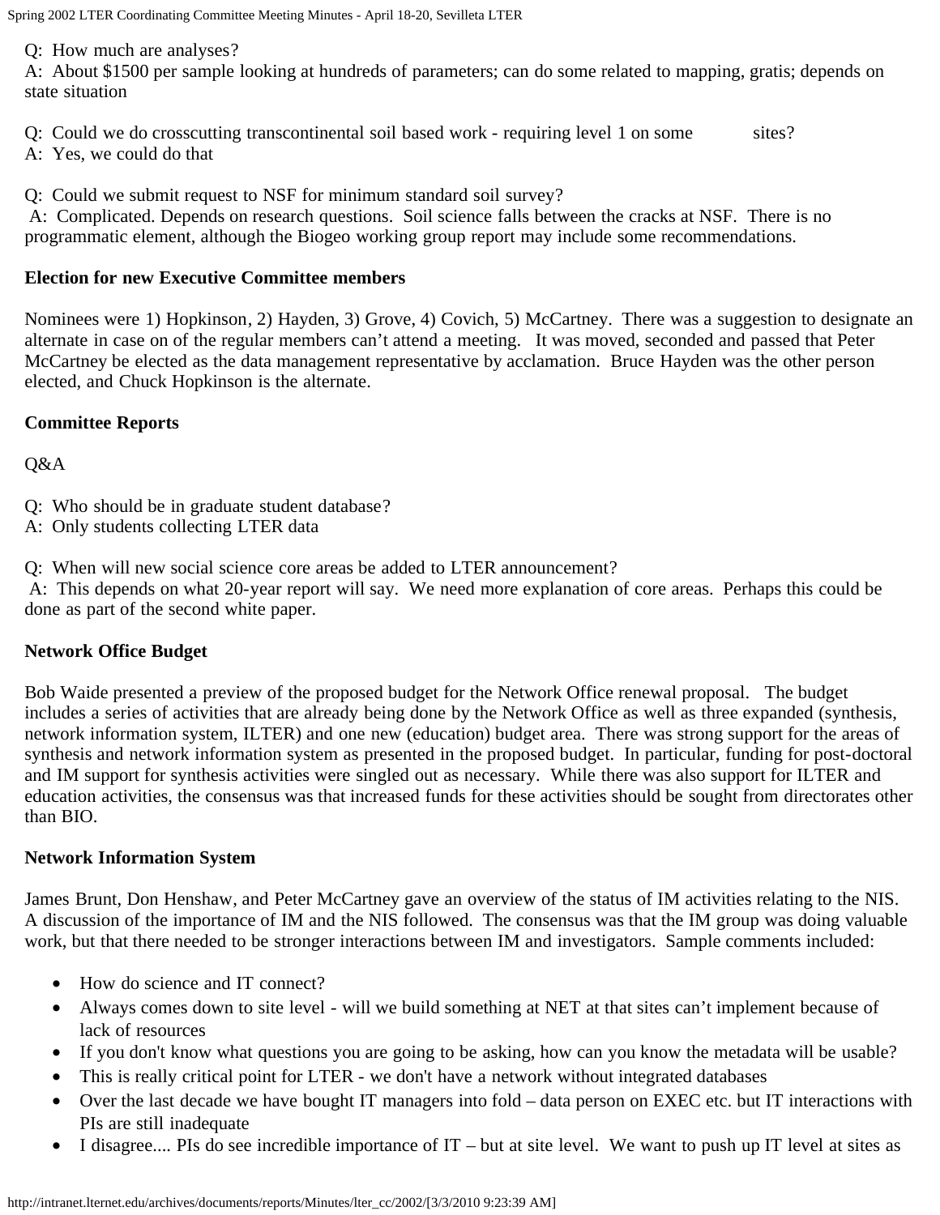Q: How much are analyses?
A: About $1500 per sample looking at hundreds of parameters; can do some related to mapping, gratis; depends on state situation

Q: Could we do crosscutting transcontinental soil based work - requiring level 1 on some sites?
A: Yes, we could do that

Q: Could we submit request to NSF for minimum standard soil survey?
A: Complicated. Depends on research questions. Soil science falls between the cracks at NSF. There is no programmatic element, although the Biogeo working group report may include some recommendations.

**Election for new Executive Committee members**

Nominees were 1) Hopkinson, 2) Hayden, 3) Grove, 4) Covich, 5) McCartney. There was a suggestion to designate an alternate in case on of the regular members can't attend a meeting. It was moved, seconded and passed that Peter McCartney be elected as the data management representative by acclamation. Bruce Hayden was the other person elected, and Chuck Hopkinson is the alternate.

**Committee Reports**

Q&A

Q: Who should be in graduate student database?
A: Only students collecting LTER data

Q: When will new social science core areas be added to LTER announcement?
A: This depends on what 20-year report will say. We need more explanation of core areas. Perhaps this could be done as part of the second white paper.

**Network Office Budget**

Bob Waide presented a preview of the proposed budget for the Network Office renewal proposal. The budget includes a series of activities that are already being done by the Network Office as well as three expanded (synthesis, network information system, ILTER) and one new (education) budget area. There was strong support for the areas of synthesis and network information system as presented in the proposed budget. In particular, funding for post-doctoral and IM support for synthesis activities were singled out as necessary. While there was also support for ILTER and education activities, the consensus was that increased funds for these activities should be sought from directorates other than BIO.

**Network Information System**

James Brunt, Don Henshaw, and Peter McCartney gave an overview of the status of IM activities relating to the NIS. A discussion of the importance of IM and the NIS followed. The consensus was that the IM group was doing valuable work, but that there needed to be stronger interactions between IM and investigators. Sample comments included:

- How do science and IT connect?
- Always comes down to site level - will we build something at NET at that sites can't implement because of lack of resources
- If you don't know what questions you are going to be asking, how can you know the metadata will be usable?
- This is really critical point for LTER - we don't have a network without integrated databases
- Over the last decade we have bought IT managers into fold – data person on EXEC etc. but IT interactions with PIs are still inadequate
- I disagree.... PIs do see incredible importance of IT – but at site level. We want to push up IT level at sites as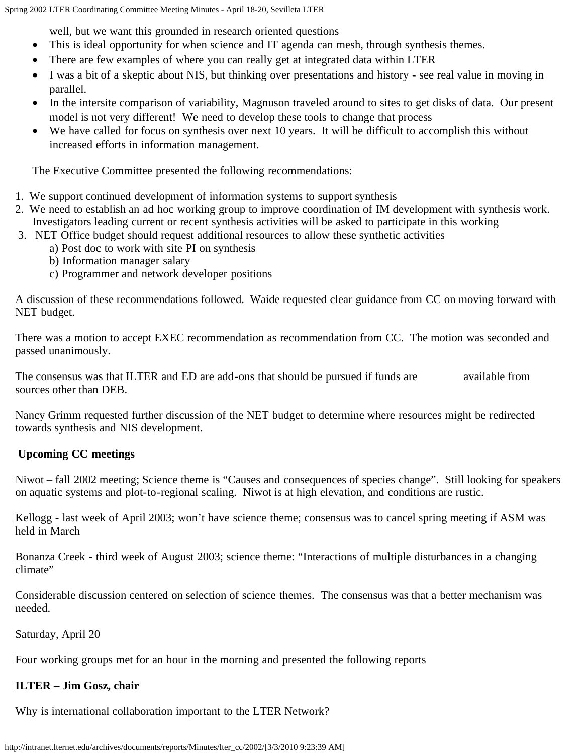well, but we want this grounded in research oriented questions

- This is ideal opportunity for when science and IT agenda can mesh, through synthesis themes.
- There are few examples of where you can really get at integrated data within LTER
- I was a bit of a skeptic about NIS, but thinking over presentations and history - see real value in moving in parallel.
- In the intersite comparison of variability, Magnuson traveled around to sites to get disks of data. Our present model is not very different! We need to develop these tools to change that process
- We have called for focus on synthesis over next 10 years. It will be difficult to accomplish this without increased efforts in information management.

The Executive Committee presented the following recommendations:

1. We support continued development of information systems to support synthesis
2. We need to establish an ad hoc working group to improve coordination of IM development with synthesis work. Investigators leading current or recent synthesis activities will be asked to participate in this working
3. NET Office budget should request additional resources to allow these synthetic activities
   a) Post doc to work with site PI on synthesis
   b) Information manager salary
   c) Programmer and network developer positions

A discussion of these recommendations followed. Waide requested clear guidance from CC on moving forward with NET budget.

There was a motion to accept EXEC recommendation as recommendation from CC. The motion was seconded and passed unanimously.

The consensus was that ILTER and ED are add-ons that should be pursued if funds are available from sources other than DEB.

Nancy Grimm requested further discussion of the NET budget to determine where resources might be redirected towards synthesis and NIS development.

**Upcoming CC meetings**

Niwot – fall 2002 meeting; Science theme is “Causes and consequences of species change”. Still looking for speakers on aquatic systems and plot-to-regional scaling. Niwot is at high elevation, and conditions are rustic.

Kellogg - last week of April 2003; won’t have science theme; consensus was to cancel spring meeting if ASM was held in March

Bonanza Creek - third week of August 2003; science theme: “Interactions of multiple disturbances in a changing climate”

Considerable discussion centered on selection of science themes. The consensus was that a better mechanism was needed.

Saturday, April 20

Four working groups met for an hour in the morning and presented the following reports

**ILTER – Jim Gosz, chair**

Why is international collaboration important to the LTER Network?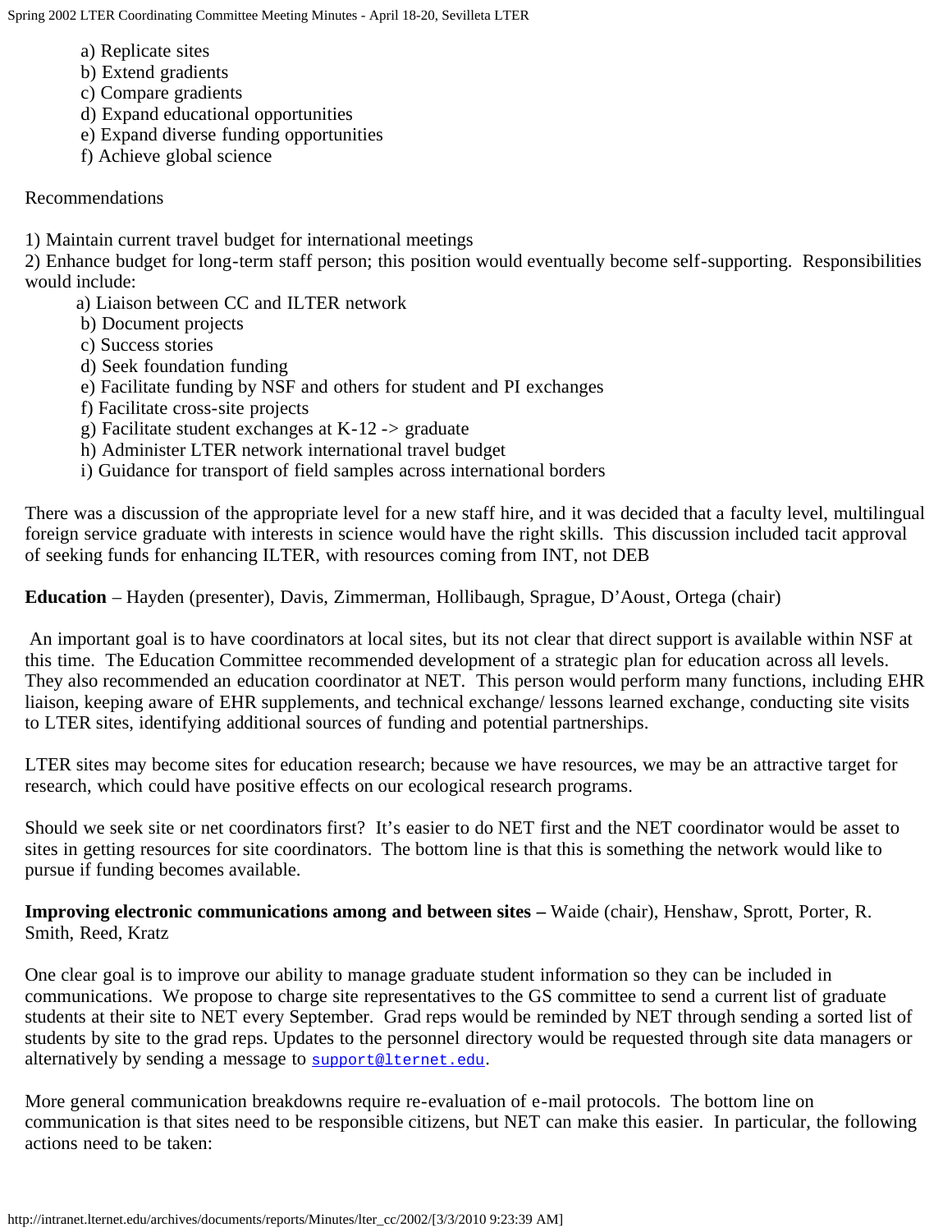a) Replicate sites
b) Extend gradients
c) Compare gradients
d) Expand educational opportunities
e) Expand diverse funding opportunities
f) Achieve global science

Recommendations

1) Maintain current travel budget for international meetings
2) Enhance budget for long-term staff person; this position would eventually become self-supporting. Responsibilities would include:

a) Liaison between CC and ILTER network
b) Document projects
c) Success stories
d) Seek foundation funding
e) Facilitate funding by NSF and others for student and PI exchanges
f) Facilitate cross-site projects
g) Facilitate student exchanges at K-12 -> graduate
h) Administer LTER network international travel budget
i) Guidance for transport of field samples across international borders

There was a discussion of the appropriate level for a new staff hire, and it was decided that a faculty level, multilingual foreign service graduate with interests in science would have the right skills. This discussion included tacit approval of seeking funds for enhancing ILTER, with resources coming from INT, not DEB

**Education** – Hayden (presenter), Davis, Zimmerman, Hollibaugh, Sprague, D'Aoust, Ortega (chair)

An important goal is to have coordinators at local sites, but its not clear that direct support is available within NSF at this time. The Education Committee recommended development of a strategic plan for education across all levels. They also recommended an education coordinator at NET. This person would perform many functions, including EHR liaison, keeping aware of EHR supplements, and technical exchange/ lessons learned exchange, conducting site visits to LTER sites, identifying additional sources of funding and potential partnerships.

LTER sites may become sites for education research; because we have resources, we may be an attractive target for research, which could have positive effects on our ecological research programs.

Should we seek site or net coordinators first? It's easier to do NET first and the NET coordinator would be asset to sites in getting resources for site coordinators. The bottom line is that this is something the network would like to pursue if funding becomes available.

**Improving electronic communications among and between sites –** Waide (chair), Henshaw, Sprott, Porter, R. Smith, Reed, Kratz

One clear goal is to improve our ability to manage graduate student information so they can be included in communications. We propose to charge site representatives to the GS committee to send a current list of graduate students at their site to NET every September. Grad reps would be reminded by NET through sending a sorted list of students by site to the grad reps. Updates to the personnel directory would be requested through site data managers or alternatively by sending a message to support@lternet.edu.

More general communication breakdowns require re-evaluation of e-mail protocols. The bottom line on communication is that sites need to be responsible citizens, but NET can make this easier. In particular, the following actions need to be taken: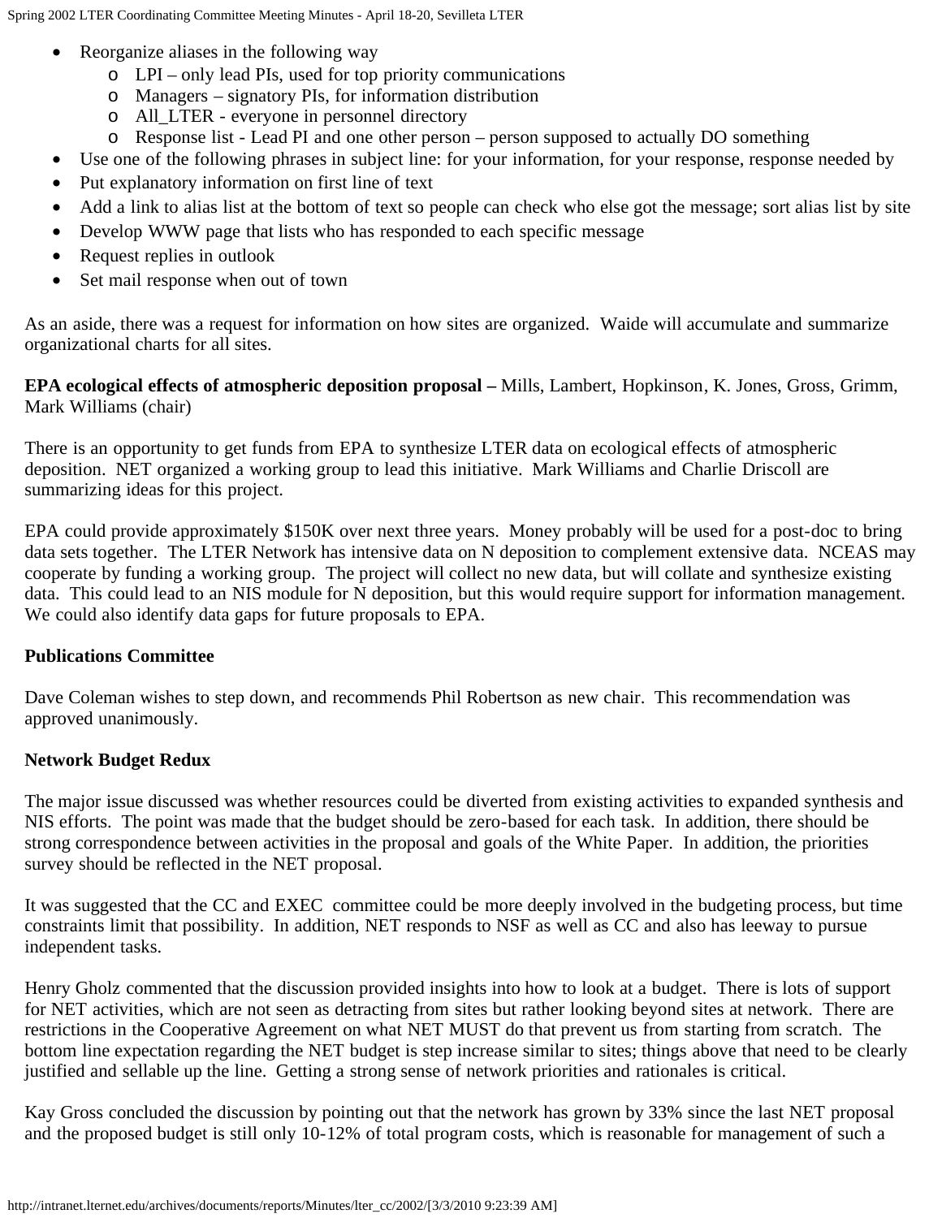- Reorganize aliases in the following way
  - LPI – only lead PIs, used for top priority communications
  - Managers – signatory PIs, for information distribution
  - All_LTER - everyone in personnel directory
  - Response list - Lead PI and one other person – person supposed to actually DO something
- Use one of the following phrases in subject line: for your information, for your response, response needed by
- Put explanatory information on first line of text
- Add a link to alias list at the bottom of text so people can check who else got the message; sort alias list by site
- Develop WWW page that lists who has responded to each specific message
- Request replies in outlook
- Set mail response when out of town

As an aside, there was a request for information on how sites are organized. Waide will accumulate and summarize organizational charts for all sites.

**EPA ecological effects of atmospheric deposition proposal –** Mills, Lambert, Hopkinson, K. Jones, Gross, Grimm, Mark Williams (chair)

There is an opportunity to get funds from EPA to synthesize LTER data on ecological effects of atmospheric deposition. NET organized a working group to lead this initiative. Mark Williams and Charlie Driscoll are summarizing ideas for this project.

EPA could provide approximately $150K over next three years. Money probably will be used for a post-doc to bring data sets together. The LTER Network has intensive data on N deposition to complement extensive data. NCEAS may cooperate by funding a working group. The project will collect no new data, but will collate and synthesize existing data. This could lead to an NIS module for N deposition, but this would require support for information management. We could also identify data gaps for future proposals to EPA.

**Publications Committee**

Dave Coleman wishes to step down, and recommends Phil Robertson as new chair. This recommendation was approved unanimously.

**Network Budget Redux**

The major issue discussed was whether resources could be diverted from existing activities to expanded synthesis and NIS efforts. The point was made that the budget should be zero-based for each task. In addition, there should be strong correspondence between activities in the proposal and goals of the White Paper. In addition, the priorities survey should be reflected in the NET proposal.

It was suggested that the CC and EXEC committee could be more deeply involved in the budgeting process, but time constraints limit that possibility. In addition, NET responds to NSF as well as CC and also has leeway to pursue independent tasks.

Henry Gholz commented that the discussion provided insights into how to look at a budget. There is lots of support for NET activities, which are not seen as detracting from sites but rather looking beyond sites at network. There are restrictions in the Cooperative Agreement on what NET MUST do that prevent us from starting from scratch. The bottom line expectation regarding the NET budget is step increase similar to sites; things above that need to be clearly justified and sellable up the line. Getting a strong sense of network priorities and rationales is critical.

Kay Gross concluded the discussion by pointing out that the network has grown by 33% since the last NET proposal and the proposed budget is still only 10-12% of total program costs, which is reasonable for management of such a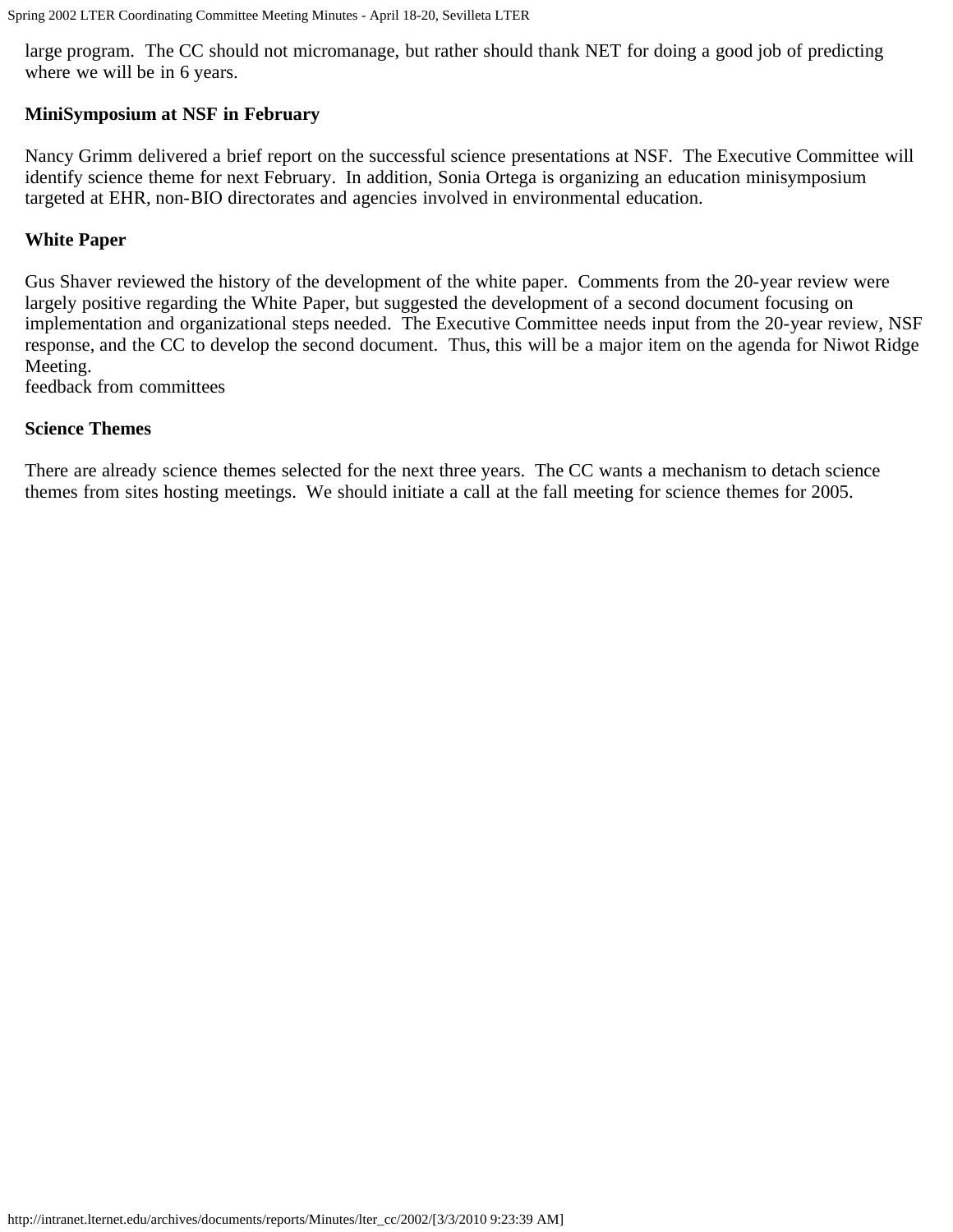large program. The CC should not micromanage, but rather should thank NET for doing a good job of predicting where we will be in 6 years.

**MiniSymposium at NSF in February**

Nancy Grimm delivered a brief report on the successful science presentations at NSF. The Executive Committee will identify science theme for next February. In addition, Sonia Ortega is organizing an education minisymposium targeted at EHR, non-BIO directorates and agencies involved in environmental education.

**White Paper**

Gus Shaver reviewed the history of the development of the white paper. Comments from the 20-year review were largely positive regarding the White Paper, but suggested the development of a second document focusing on implementation and organizational steps needed. The Executive Committee needs input from the 20-year review, NSF response, and the CC to develop the second document. Thus, this will be a major item on the agenda for Niwot Ridge Meeting.
feedback from committees

**Science Themes**

There are already science themes selected for the next three years. The CC wants a mechanism to detach science themes from sites hosting meetings. We should initiate a call at the fall meeting for science themes for 2005.